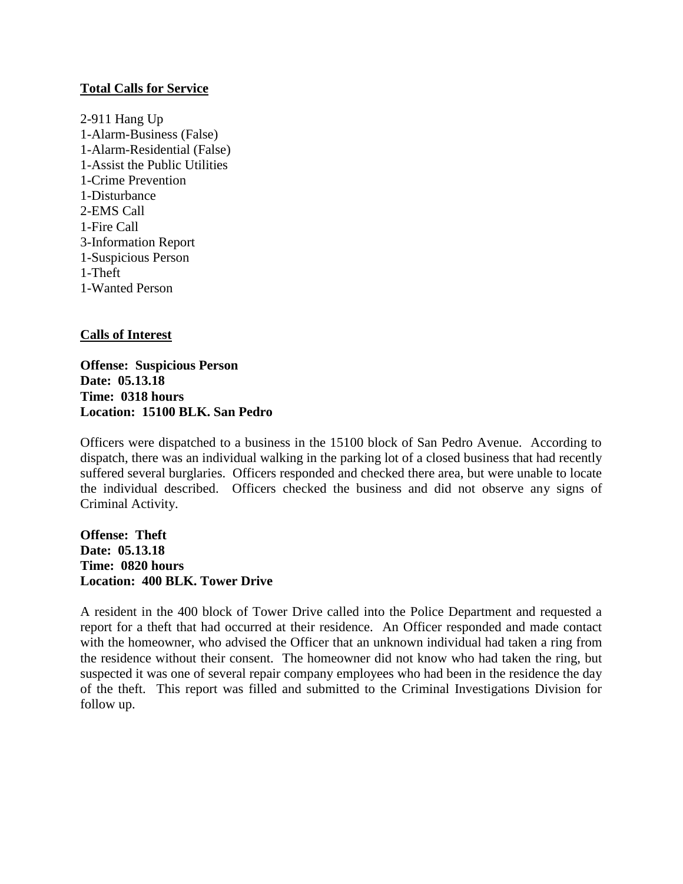**Total Calls for Service**

2-911 Hang Up
1-Alarm-Business (False)
1-Alarm-Residential (False)
1-Assist the Public Utilities
1-Crime Prevention
1-Disturbance
2-EMS Call
1-Fire Call
3-Information Report
1-Suspicious Person
1-Theft
1-Wanted Person

**Calls of Interest**

**Offense: Suspicious Person**
**Date: 05.13.18**
**Time: 0318 hours**
**Location: 15100 BLK. San Pedro**

Officers were dispatched to a business in the 15100 block of San Pedro Avenue. According to dispatch, there was an individual walking in the parking lot of a closed business that had recently suffered several burglaries. Officers responded and checked there area, but were unable to locate the individual described. Officers checked the business and did not observe any signs of Criminal Activity.

**Offense: Theft**
**Date: 05.13.18**
**Time: 0820 hours**
**Location: 400 BLK. Tower Drive**

A resident in the 400 block of Tower Drive called into the Police Department and requested a report for a theft that had occurred at their residence. An Officer responded and made contact with the homeowner, who advised the Officer that an unknown individual had taken a ring from the residence without their consent. The homeowner did not know who had taken the ring, but suspected it was one of several repair company employees who had been in the residence the day of the theft. This report was filled and submitted to the Criminal Investigations Division for follow up.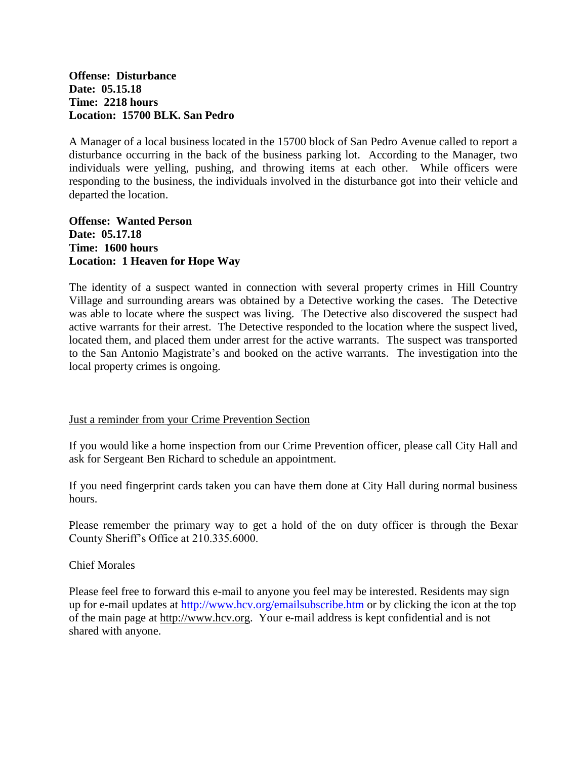**Offense: Disturbance**
**Date: 05.15.18**
**Time: 2218 hours**
**Location: 15700 BLK. San Pedro**

A Manager of a local business located in the 15700 block of San Pedro Avenue called to report a disturbance occurring in the back of the business parking lot. According to the Manager, two individuals were yelling, pushing, and throwing items at each other. While officers were responding to the business, the individuals involved in the disturbance got into their vehicle and departed the location.

**Offense: Wanted Person**
**Date: 05.17.18**
**Time: 1600 hours**
**Location: 1 Heaven for Hope Way**

The identity of a suspect wanted in connection with several property crimes in Hill Country Village and surrounding arears was obtained by a Detective working the cases. The Detective was able to locate where the suspect was living. The Detective also discovered the suspect had active warrants for their arrest. The Detective responded to the location where the suspect lived, located them, and placed them under arrest for the active warrants. The suspect was transported to the San Antonio Magistrate's and booked on the active warrants. The investigation into the local property crimes is ongoing.

Just a reminder from your Crime Prevention Section

If you would like a home inspection from our Crime Prevention officer, please call City Hall and ask for Sergeant Ben Richard to schedule an appointment.

If you need fingerprint cards taken you can have them done at City Hall during normal business hours.

Please remember the primary way to get a hold of the on duty officer is through the Bexar County Sheriff's Office at 210.335.6000.

Chief Morales

Please feel free to forward this e-mail to anyone you feel may be interested. Residents may sign up for e-mail updates at http://www.hcv.org/emailsubscribe.htm or by clicking the icon at the top of the main page at http://www.hcv.org. Your e-mail address is kept confidential and is not shared with anyone.